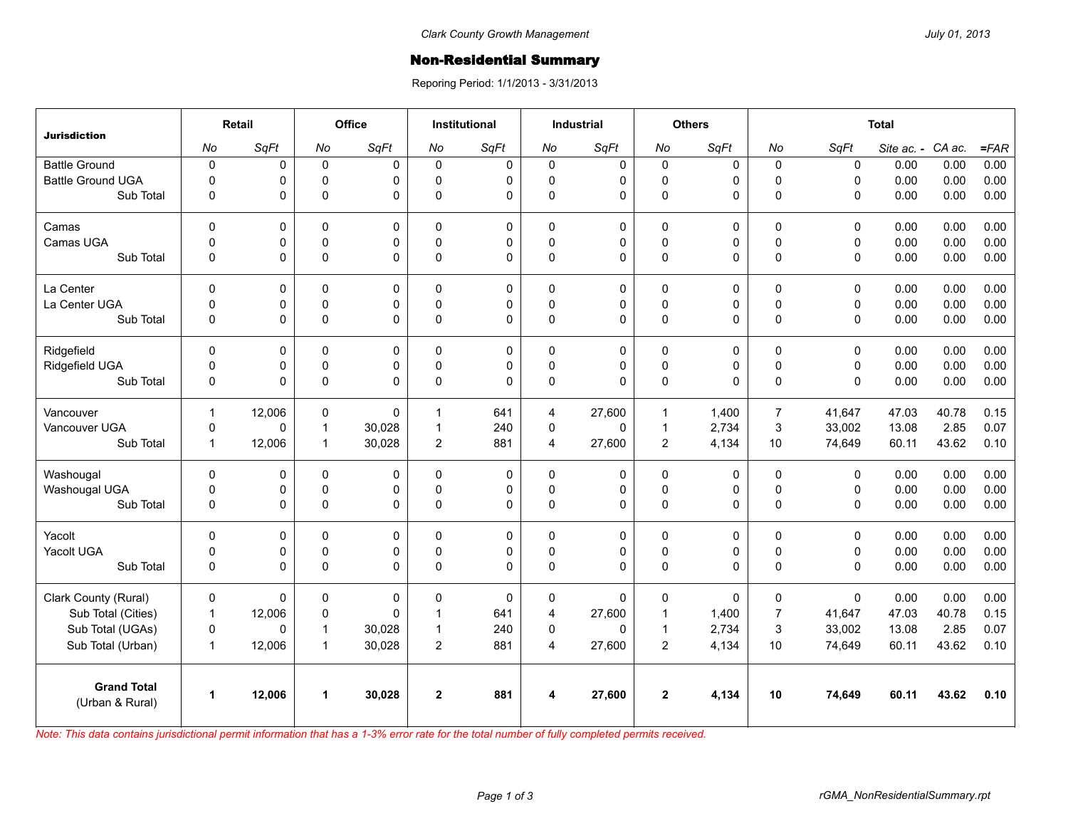Clark County Growth Management

July 01, 2013

# Non-Residential Summary

Reporing Period: 1/1/2013 - 3/31/2013

| Jurisdiction | Retail | | Office | | Institutional | | Industrial | | Others | | Total | | | | |
|---|---|---|---|---|---|---|---|---|---|---|---|---|---|---|---|
| | *No* | *SqFt* | *No* | *SqFt* | *No* | *SqFt* | *No* | *SqFt* | *No* | *SqFt* | *No* | *SqFt* | *Site ac. -* | *CA ac.* | *=FAR* |
| Battle Ground | 0 | 0 | 0 | 0 | 0 | 0 | 0 | 0 | 0 | 0 | 0 | 0 | 0.00 | 0.00 | 0.00 |
| Battle Ground UGA | 0 | 0 | 0 | 0 | 0 | 0 | 0 | 0 | 0 | 0 | 0 | 0 | 0.00 | 0.00 | 0.00 |
| Sub Total | 0 | 0 | 0 | 0 | 0 | 0 | 0 | 0 | 0 | 0 | 0 | 0 | 0.00 | 0.00 | 0.00 |
| Camas | 0 | 0 | 0 | 0 | 0 | 0 | 0 | 0 | 0 | 0 | 0 | 0 | 0.00 | 0.00 | 0.00 |
| Camas UGA | 0 | 0 | 0 | 0 | 0 | 0 | 0 | 0 | 0 | 0 | 0 | 0 | 0.00 | 0.00 | 0.00 |
| Sub Total | 0 | 0 | 0 | 0 | 0 | 0 | 0 | 0 | 0 | 0 | 0 | 0 | 0.00 | 0.00 | 0.00 |
| La Center | 0 | 0 | 0 | 0 | 0 | 0 | 0 | 0 | 0 | 0 | 0 | 0 | 0.00 | 0.00 | 0.00 |
| La Center UGA | 0 | 0 | 0 | 0 | 0 | 0 | 0 | 0 | 0 | 0 | 0 | 0 | 0.00 | 0.00 | 0.00 |
| Sub Total | 0 | 0 | 0 | 0 | 0 | 0 | 0 | 0 | 0 | 0 | 0 | 0 | 0.00 | 0.00 | 0.00 |
| Ridgefield | 0 | 0 | 0 | 0 | 0 | 0 | 0 | 0 | 0 | 0 | 0 | 0 | 0.00 | 0.00 | 0.00 |
| Ridgefield UGA | 0 | 0 | 0 | 0 | 0 | 0 | 0 | 0 | 0 | 0 | 0 | 0 | 0.00 | 0.00 | 0.00 |
| Sub Total | 0 | 0 | 0 | 0 | 0 | 0 | 0 | 0 | 0 | 0 | 0 | 0 | 0.00 | 0.00 | 0.00 |
| Vancouver | 1 | 12,006 | 0 | 0 | 1 | 641 | 4 | 27,600 | 1 | 1,400 | 7 | 41,647 | 47.03 | 40.78 | 0.15 |
| Vancouver UGA | 0 | 0 | 1 | 30,028 | 1 | 240 | 0 | 0 | 1 | 2,734 | 3 | 33,002 | 13.08 | 2.85 | 0.07 |
| Sub Total | 1 | 12,006 | 1 | 30,028 | 2 | 881 | 4 | 27,600 | 2 | 4,134 | 10 | 74,649 | 60.11 | 43.62 | 0.10 |
| Washougal | 0 | 0 | 0 | 0 | 0 | 0 | 0 | 0 | 0 | 0 | 0 | 0 | 0.00 | 0.00 | 0.00 |
| Washougal UGA | 0 | 0 | 0 | 0 | 0 | 0 | 0 | 0 | 0 | 0 | 0 | 0 | 0.00 | 0.00 | 0.00 |
| Sub Total | 0 | 0 | 0 | 0 | 0 | 0 | 0 | 0 | 0 | 0 | 0 | 0 | 0.00 | 0.00 | 0.00 |
| Yacolt | 0 | 0 | 0 | 0 | 0 | 0 | 0 | 0 | 0 | 0 | 0 | 0 | 0.00 | 0.00 | 0.00 |
| Yacolt UGA | 0 | 0 | 0 | 0 | 0 | 0 | 0 | 0 | 0 | 0 | 0 | 0 | 0.00 | 0.00 | 0.00 |
| Sub Total | 0 | 0 | 0 | 0 | 0 | 0 | 0 | 0 | 0 | 0 | 0 | 0 | 0.00 | 0.00 | 0.00 |
| Clark County (Rural) | 0 | 0 | 0 | 0 | 0 | 0 | 0 | 0 | 0 | 0 | 0 | 0 | 0.00 | 0.00 | 0.00 |
| Sub Total (Cities) | 1 | 12,006 | 0 | 0 | 1 | 641 | 4 | 27,600 | 1 | 1,400 | 7 | 41,647 | 47.03 | 40.78 | 0.15 |
| Sub Total (UGAs) | 0 | 0 | 1 | 30,028 | 1 | 240 | 0 | 0 | 1 | 2,734 | 3 | 33,002 | 13.08 | 2.85 | 0.07 |
| Sub Total (Urban) | 1 | 12,006 | 1 | 30,028 | 2 | 881 | 4 | 27,600 | 2 | 4,134 | 10 | 74,649 | 60.11 | 43.62 | 0.10 |
| **Grand Total** (Urban & Rural) | **1** | **12,006** | **1** | **30,028** | **2** | **881** | **4** | **27,600** | **2** | **4,134** | **10** | **74,649** | **60.11** | **43.62** | **0.10** |

*Note: This data contains jurisdictional permit information that has a 1-3% error rate for the total number of fully completed permits received.*

rGMA_NonResidentialSummary.rpt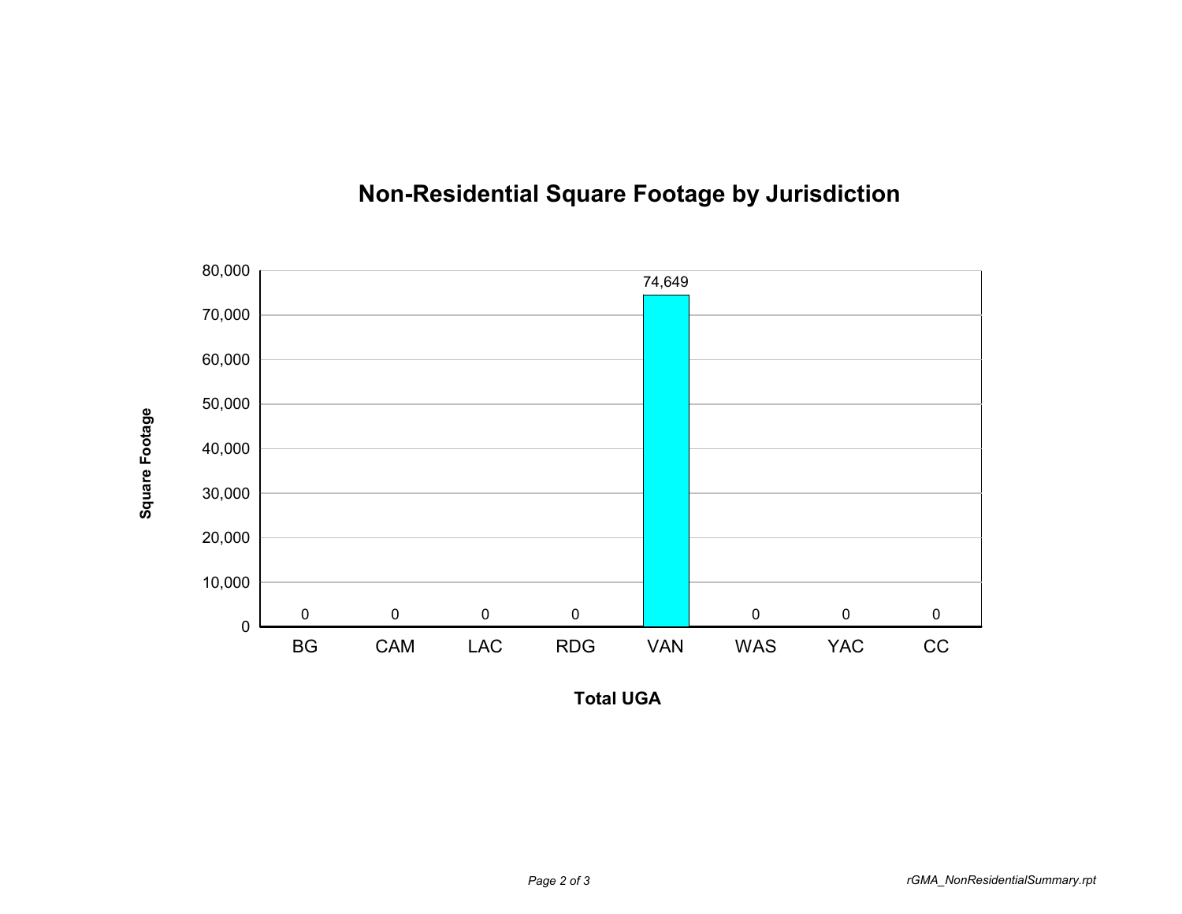# Non-Residential Square Footage by Jurisdiction

| Total UGA | Square Footage |
| --- | --- |
| BG | 0 |
| CAM | 0 |
| LAC | 0 |
| RDG | 0 |
| VAN | 74,649 |
| WAS | 0 |
| YAC | 0 |
| CC | 0 |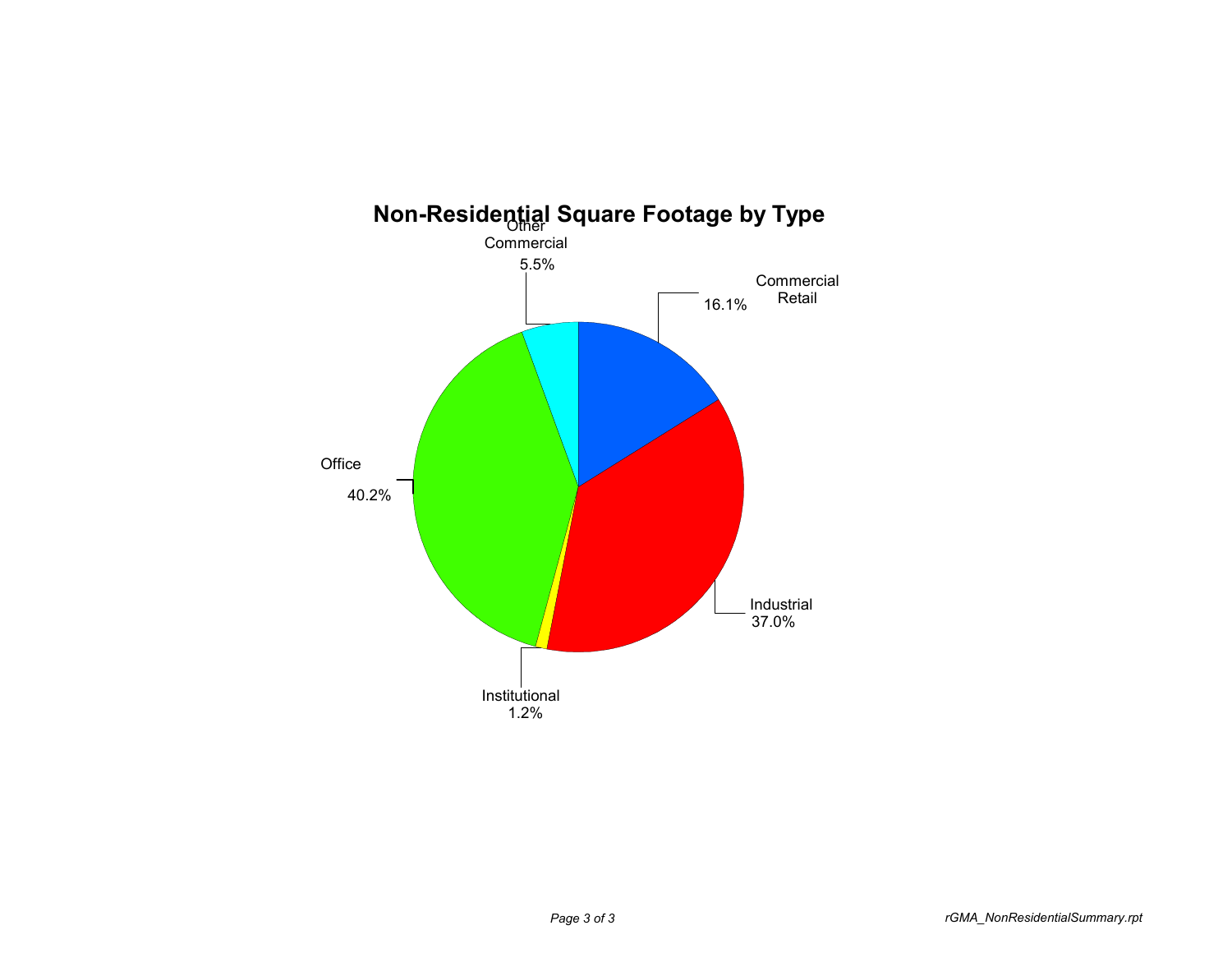# Non-Residential Square Footage by Type

Other Commercial
5.5%

Commercial Retail
16.1%

Office
40.2%

Industrial
37.0%

Institutional
1.2%